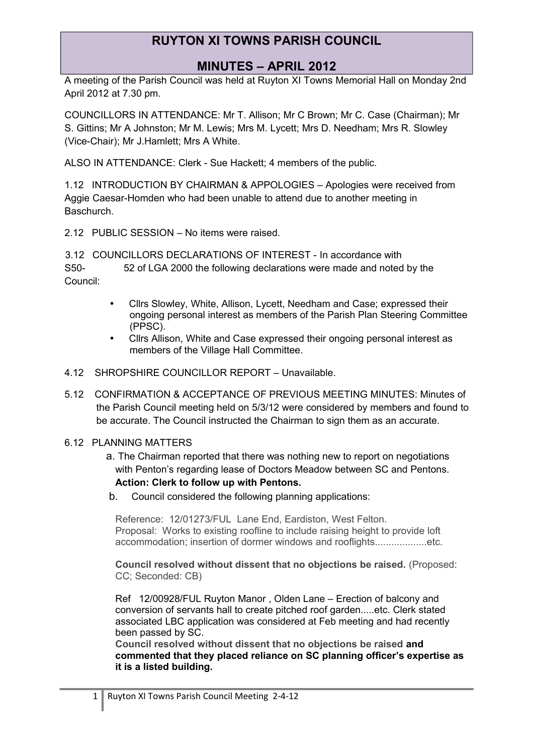# RUYTON XI TOWNS PARISH COUNCIL

## MINUTES – APRIL 2012

A meeting of the Parish Council was held at Ruyton XI Towns Memorial Hall on Monday 2nd April 2012 at 7.30 pm.

COUNCILLORS IN ATTENDANCE: Mr T. Allison; Mr C Brown; Mr C. Case (Chairman); Mr S. Gittins; Mr A Johnston; Mr M. Lewis; Mrs M. Lycett; Mrs D. Needham; Mrs R. Slowley (Vice-Chair); Mr J.Hamlett; Mrs A White.

ALSO IN ATTENDANCE: Clerk - Sue Hackett; 4 members of the public.

1.12 INTRODUCTION BY CHAIRMAN & APPOLOGIES – Apologies were received from Aggie Caesar-Homden who had been unable to attend due to another meeting in Baschurch.

2.12 PUBLIC SESSION – No items were raised.

3.12 COUNCILLORS DECLARATIONS OF INTEREST - In accordance with S50- 52 of LGA 2000 the following declarations were made and noted by the Council:

- Cllrs Slowley, White, Allison, Lycett, Needham and Case; expressed their ongoing personal interest as members of the Parish Plan Steering Committee (PPSC).
- Cllrs Allison, White and Case expressed their ongoing personal interest as members of the Village Hall Committee.

4.12 SHROPSHIRE COUNCILLOR REPORT – Unavailable.

5.12 CONFIRMATION & ACCEPTANCE OF PREVIOUS MEETING MINUTES: Minutes of the Parish Council meeting held on 5/3/12 were considered by members and found to be accurate. The Council instructed the Chairman to sign them as an accurate.

6.12 PLANNING MATTERS

a. The Chairman reported that there was nothing new to report on negotiations with Penton's regarding lease of Doctors Meadow between SC and Pentons. **Action: Clerk to follow up with Pentons.**

b. Council considered the following planning applications:

Reference: 12/01273/FUL Lane End, Eardiston, West Felton.
Proposal: Works to existing roofline to include raising height to provide loft accommodation; insertion of dormer windows and rooflights...................etc.

**Council resolved without dissent that no objections be raised.** (Proposed: CC; Seconded: CB)

Ref 12/00928/FUL Ruyton Manor , Olden Lane – Erection of balcony and conversion of servants hall to create pitched roof garden.....etc. Clerk stated associated LBC application was considered at Feb meeting and had recently been passed by SC.

**Council resolved without dissent that no objections be raised and commented that they placed reliance on SC planning officer's expertise as it is a listed building.**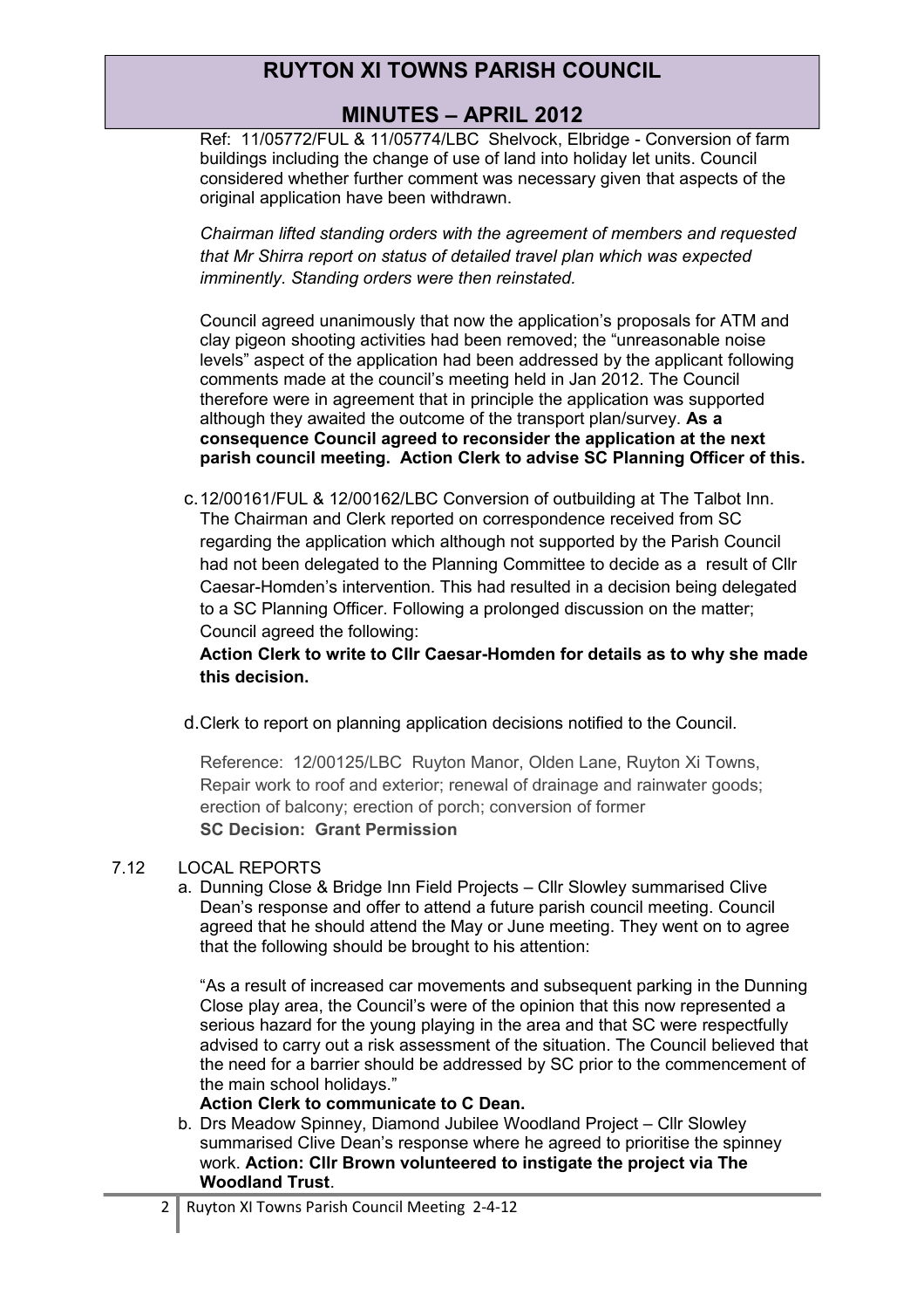Ref: 11/05772/FUL & 11/05774/LBC Shelvock, Elbridge - Conversion of farm buildings including the change of use of land into holiday let units. Council considered whether further comment was necessary given that aspects of the original application have been withdrawn.

*Chairman lifted standing orders with the agreement of members and requested that Mr Shirra report on status of detailed travel plan which was expected imminently. Standing orders were then reinstated.*

Council agreed unanimously that now the application's proposals for ATM and clay pigeon shooting activities had been removed; the "unreasonable noise levels" aspect of the application had been addressed by the applicant following comments made at the council's meeting held in Jan 2012. The Council therefore were in agreement that in principle the application was supported although they awaited the outcome of the transport plan/survey. **As a consequence Council agreed to reconsider the application at the next parish council meeting. Action Clerk to advise SC Planning Officer of this.**

c. 12/00161/FUL & 12/00162/LBC Conversion of outbuilding at The Talbot Inn. The Chairman and Clerk reported on correspondence received from SC regarding the application which although not supported by the Parish Council had not been delegated to the Planning Committee to decide as a result of Cllr Caesar-Homden's intervention. This had resulted in a decision being delegated to a SC Planning Officer. Following a prolonged discussion on the matter; Council agreed the following:

   **Action Clerk to write to Cllr Caesar-Homden for details as to why she made this decision.**

d. Clerk to report on planning application decisions notified to the Council.

   Reference: 12/00125/LBC Ruyton Manor, Olden Lane, Ruyton Xi Towns, Repair work to roof and exterior; renewal of drainage and rainwater goods; erection of balcony; erection of porch; conversion of former
   **SC Decision: Grant Permission**

7.12 LOCAL REPORTS

a. Dunning Close & Bridge Inn Field Projects – Cllr Slowley summarised Clive Dean's response and offer to attend a future parish council meeting. Council agreed that he should attend the May or June meeting. They went on to agree that the following should be brought to his attention:

   "As a result of increased car movements and subsequent parking in the Dunning Close play area, the Council's were of the opinion that this now represented a serious hazard for the young playing in the area and that SC were respectfully advised to carry out a risk assessment of the situation. The Council believed that the need for a barrier should be addressed by SC prior to the commencement of the main school holidays."

   **Action Clerk to communicate to C Dean.**

b. Drs Meadow Spinney, Diamond Jubilee Woodland Project – Cllr Slowley summarised Clive Dean's response where he agreed to prioritise the spinney work. **Action: Cllr Brown volunteered to instigate the project via The Woodland Trust**.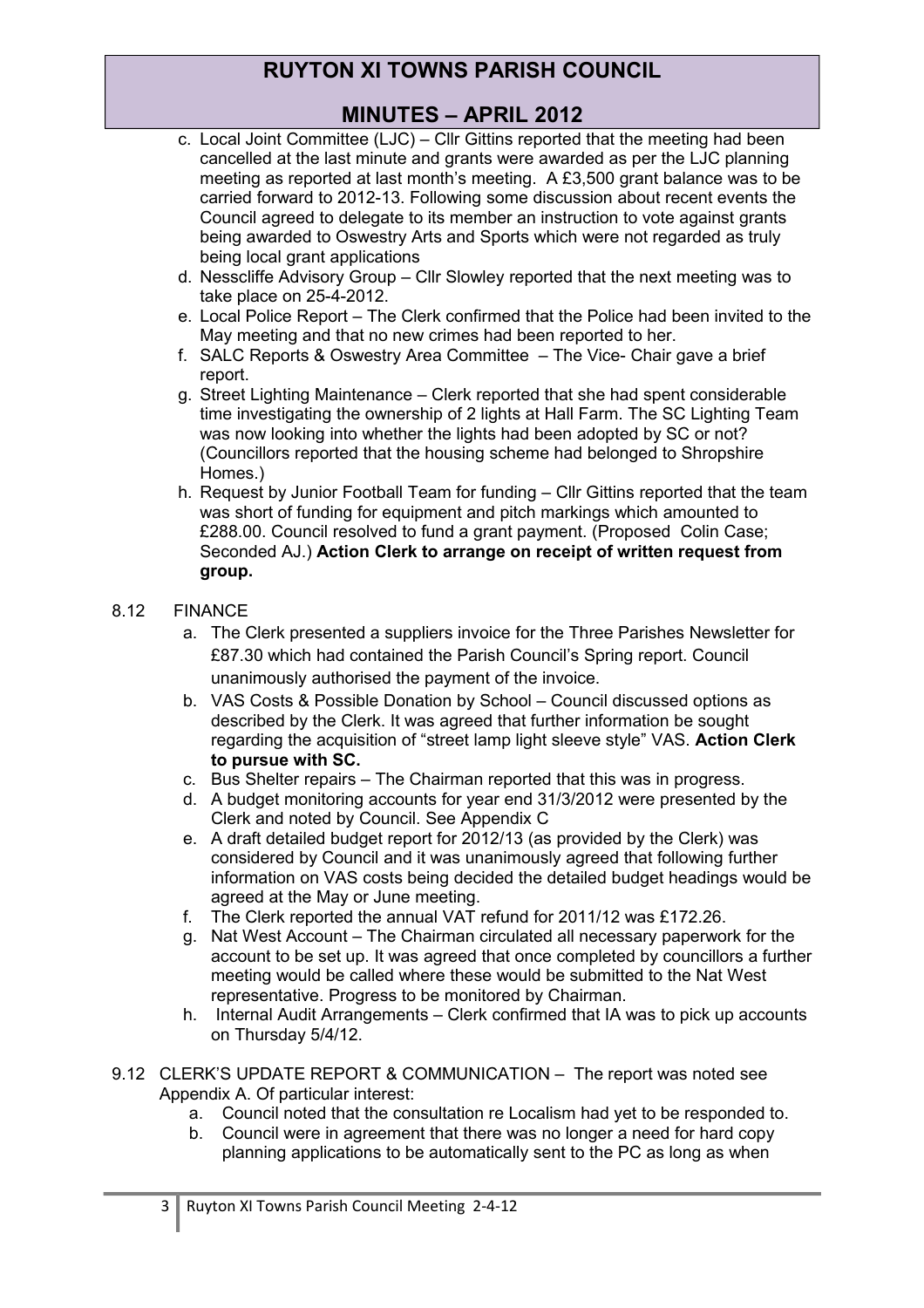c. Local Joint Committee (LJC) – Cllr Gittins reported that the meeting had been cancelled at the last minute and grants were awarded as per the LJC planning meeting as reported at last month's meeting. A £3,500 grant balance was to be carried forward to 2012-13. Following some discussion about recent events the Council agreed to delegate to its member an instruction to vote against grants being awarded to Oswestry Arts and Sports which were not regarded as truly being local grant applications
d. Nesscliffe Advisory Group – Cllr Slowley reported that the next meeting was to take place on 25-4-2012.
e. Local Police Report – The Clerk confirmed that the Police had been invited to the May meeting and that no new crimes had been reported to her.
f. SALC Reports & Oswestry Area Committee – The Vice- Chair gave a brief report.
g. Street Lighting Maintenance – Clerk reported that she had spent considerable time investigating the ownership of 2 lights at Hall Farm. The SC Lighting Team was now looking into whether the lights had been adopted by SC or not? (Councillors reported that the housing scheme had belonged to Shropshire Homes.)
h. Request by Junior Football Team for funding – Cllr Gittins reported that the team was short of funding for equipment and pitch markings which amounted to £288.00. Council resolved to fund a grant payment. (Proposed Colin Case; Seconded AJ.) **Action Clerk to arrange on receipt of written request from group.**

8.12 FINANCE

a. The Clerk presented a suppliers invoice for the Three Parishes Newsletter for £87.30 which had contained the Parish Council's Spring report. Council unanimously authorised the payment of the invoice.
b. VAS Costs & Possible Donation by School – Council discussed options as described by the Clerk. It was agreed that further information be sought regarding the acquisition of "street lamp light sleeve style" VAS. **Action Clerk to pursue with SC.**
c. Bus Shelter repairs – The Chairman reported that this was in progress.
d. A budget monitoring accounts for year end 31/3/2012 were presented by the Clerk and noted by Council. See Appendix C
e. A draft detailed budget report for 2012/13 (as provided by the Clerk) was considered by Council and it was unanimously agreed that following further information on VAS costs being decided the detailed budget headings would be agreed at the May or June meeting.
f. The Clerk reported the annual VAT refund for 2011/12 was £172.26.
g. Nat West Account – The Chairman circulated all necessary paperwork for the account to be set up. It was agreed that once completed by councillors a further meeting would be called where these would be submitted to the Nat West representative. Progress to be monitored by Chairman.
h. Internal Audit Arrangements – Clerk confirmed that IA was to pick up accounts on Thursday 5/4/12.

9.12 CLERK'S UPDATE REPORT & COMMUNICATION – The report was noted see Appendix A. Of particular interest:

a. Council noted that the consultation re Localism had yet to be responded to.
b. Council were in agreement that there was no longer a need for hard copy planning applications to be automatically sent to the PC as long as when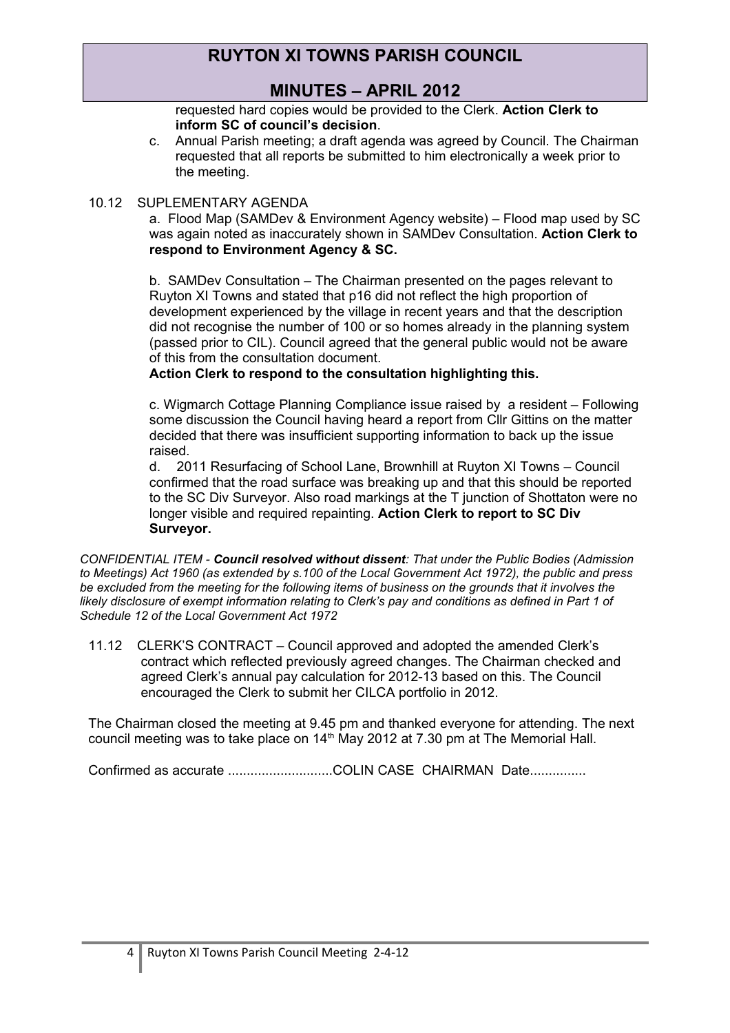requested hard copies would be provided to the Clerk. **Action Clerk to inform SC of council's decision**.

c. Annual Parish meeting; a draft agenda was agreed by Council. The Chairman requested that all reports be submitted to him electronically a week prior to the meeting.

10.12 SUPLEMENTARY AGENDA

a. Flood Map (SAMDev & Environment Agency website) – Flood map used by SC was again noted as inaccurately shown in SAMDev Consultation. **Action Clerk to respond to Environment Agency & SC.**

b. SAMDev Consultation – The Chairman presented on the pages relevant to Ruyton XI Towns and stated that p16 did not reflect the high proportion of development experienced by the village in recent years and that the description did not recognise the number of 100 or so homes already in the planning system (passed prior to CIL). Council agreed that the general public would not be aware of this from the consultation document.

**Action Clerk to respond to the consultation highlighting this.**

c. Wigmarch Cottage Planning Compliance issue raised by a resident – Following some discussion the Council having heard a report from Cllr Gittins on the matter decided that there was insufficient supporting information to back up the issue raised.

d. 2011 Resurfacing of School Lane, Brownhill at Ruyton XI Towns – Council confirmed that the road surface was breaking up and that this should be reported to the SC Div Surveyor. Also road markings at the T junction of Shottaton were no longer visible and required repainting. **Action Clerk to report to SC Div Surveyor.**

*CONFIDENTIAL ITEM - **Council resolved without dissent**: That under the Public Bodies (Admission to Meetings) Act 1960 (as extended by s.100 of the Local Government Act 1972), the public and press be excluded from the meeting for the following items of business on the grounds that it involves the likely disclosure of exempt information relating to Clerk's pay and conditions as defined in Part 1 of Schedule 12 of the Local Government Act 1972*

11.12 CLERK'S CONTRACT – Council approved and adopted the amended Clerk's contract which reflected previously agreed changes. The Chairman checked and agreed Clerk's annual pay calculation for 2012-13 based on this. The Council encouraged the Clerk to submit her CILCA portfolio in 2012.

The Chairman closed the meeting at 9.45 pm and thanked everyone for attending. The next council meeting was to take place on 14th May 2012 at 7.30 pm at The Memorial Hall.

Confirmed as accurate ............................COLIN CASE CHAIRMAN Date...............